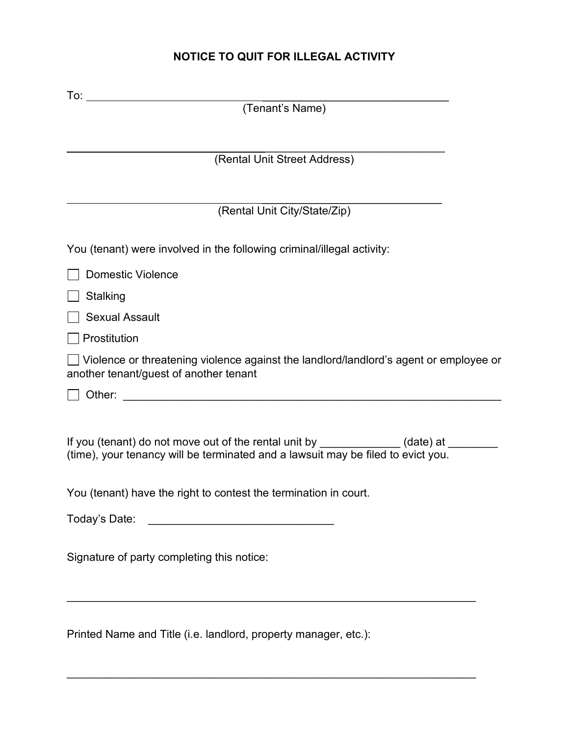# NOTICE TO QUIT FOR ILLEGAL ACTIVITY

To: ________________________________________________________
(Tenant's Name)

________________________________________________________
(Rental Unit Street Address)

________________________________________________________
(Rental Unit City/State/Zip)

You (tenant) were involved in the following criminal/illegal activity:

- ☐ Domestic Violence
- ☐ Stalking
- ☐ Sexual Assault
- ☐ Prostitution
- ☐ Violence or threatening violence against the landlord/landlord's agent or employee or another tenant/guest of another tenant
- ☐ Other: ______________________________________________________________

If you (tenant) do not move out of the rental unit by _____________ (date) at ________ (time), your tenancy will be terminated and a lawsuit may be filed to evict you.

You (tenant) have the right to contest the termination in court.

Today's Date: ______________________________

Signature of party completing this notice:

_________________________________________________________________

Printed Name and Title (i.e. landlord, property manager, etc.):

_________________________________________________________________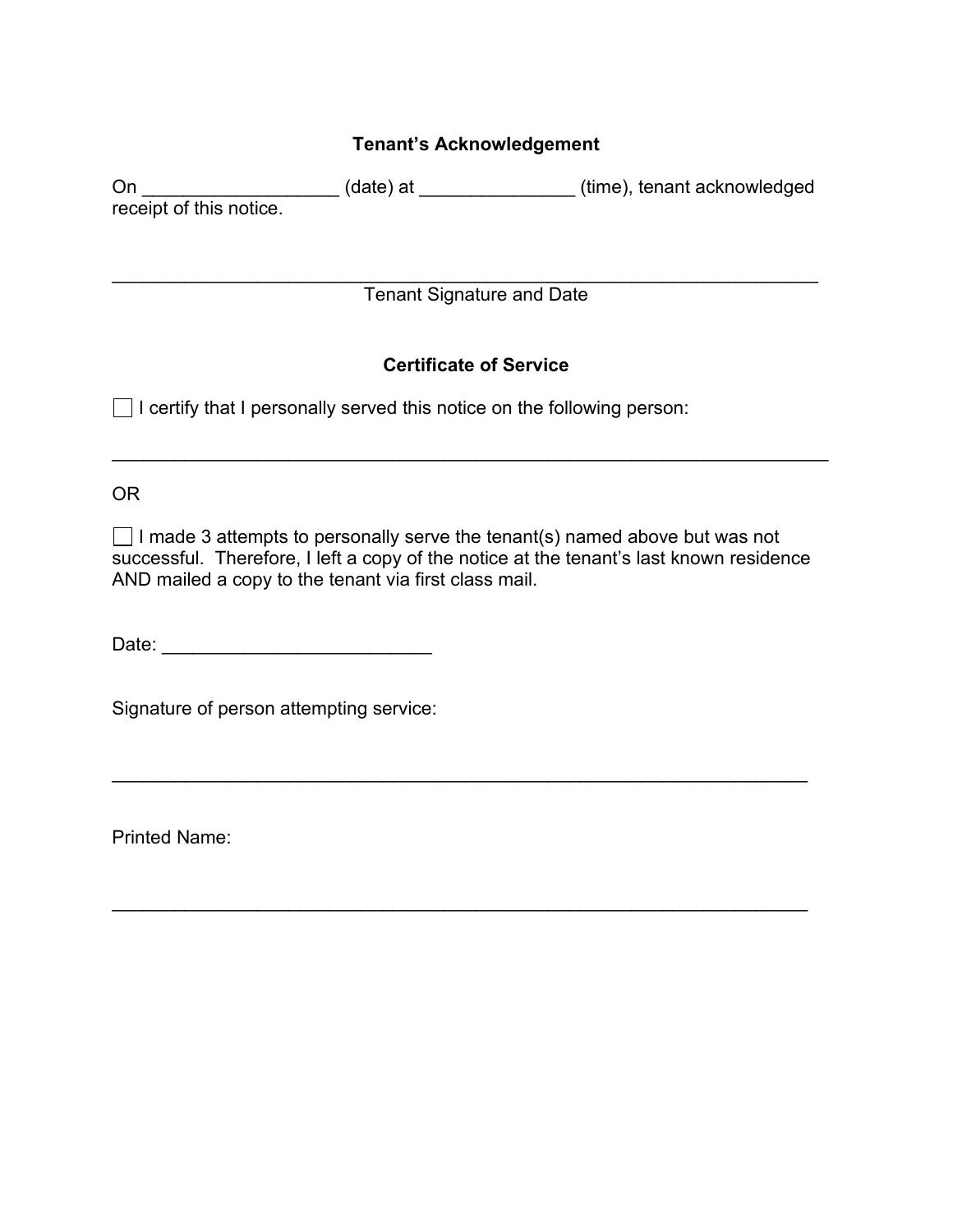## Tenant's Acknowledgement

On ___________________ (date) at _______________ (time), tenant acknowledged receipt of this notice.

_______________________________________________________________________

Tenant Signature and Date

## Certificate of Service

☐ I certify that I personally served this notice on the following person:

_______________________________________________________________________

OR

☐ I made 3 attempts to personally serve the tenant(s) named above but was not successful. Therefore, I left a copy of the notice at the tenant's last known residence AND mailed a copy to the tenant via first class mail.

Date: __________________________

Signature of person attempting service:

_______________________________________________________________________

Printed Name:

_______________________________________________________________________